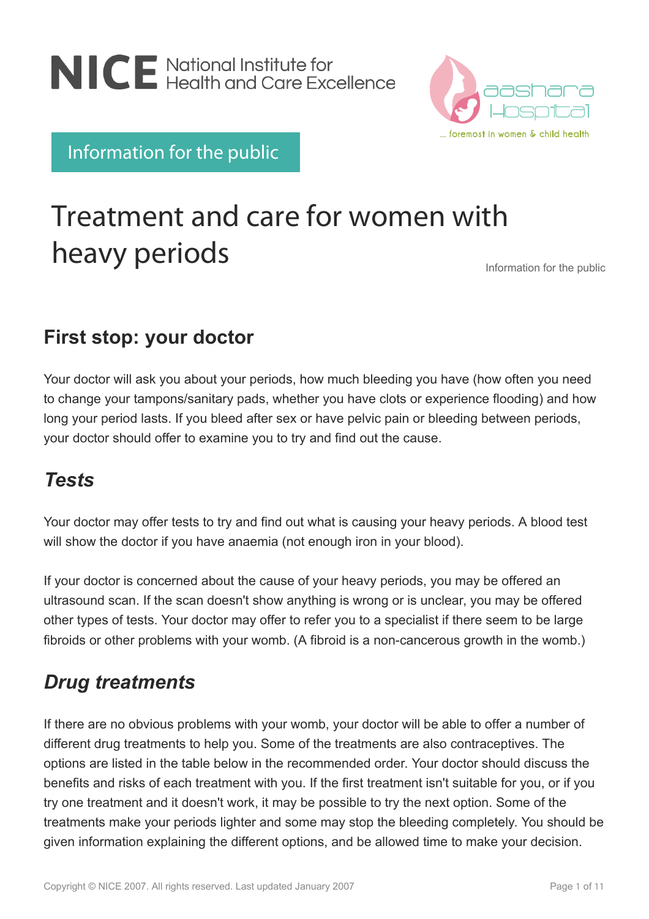NICE National Institute for Health and Care Excellence

aashara Hospital ... foremost in women & child health

Information for the public

# Treatment and care for women with heavy periods

Information for the public

## First stop: your doctor

Your doctor will ask you about your periods, how much bleeding you have (how often you need to change your tampons/sanitary pads, whether you have clots or experience flooding) and how long your period lasts. If you bleed after sex or have pelvic pain or bleeding between periods, your doctor should offer to examine you to try and find out the cause.

### *Tests*

Your doctor may offer tests to try and find out what is causing your heavy periods. A blood test will show the doctor if you have anaemia (not enough iron in your blood).

If your doctor is concerned about the cause of your heavy periods, you may be offered an ultrasound scan. If the scan doesn't show anything is wrong or is unclear, you may be offered other types of tests. Your doctor may offer to refer you to a specialist if there seem to be large fibroids or other problems with your womb. (A fibroid is a non-cancerous growth in the womb.)

### *Drug treatments*

If there are no obvious problems with your womb, your doctor will be able to offer a number of different drug treatments to help you. Some of the treatments are also contraceptives. The options are listed in the table below in the recommended order. Your doctor should discuss the benefits and risks of each treatment with you. If the first treatment isn't suitable for you, or if you try one treatment and it doesn't work, it may be possible to try the next option. Some of the treatments make your periods lighter and some may stop the bleeding completely. You should be given information explaining the different options, and be allowed time to make your decision.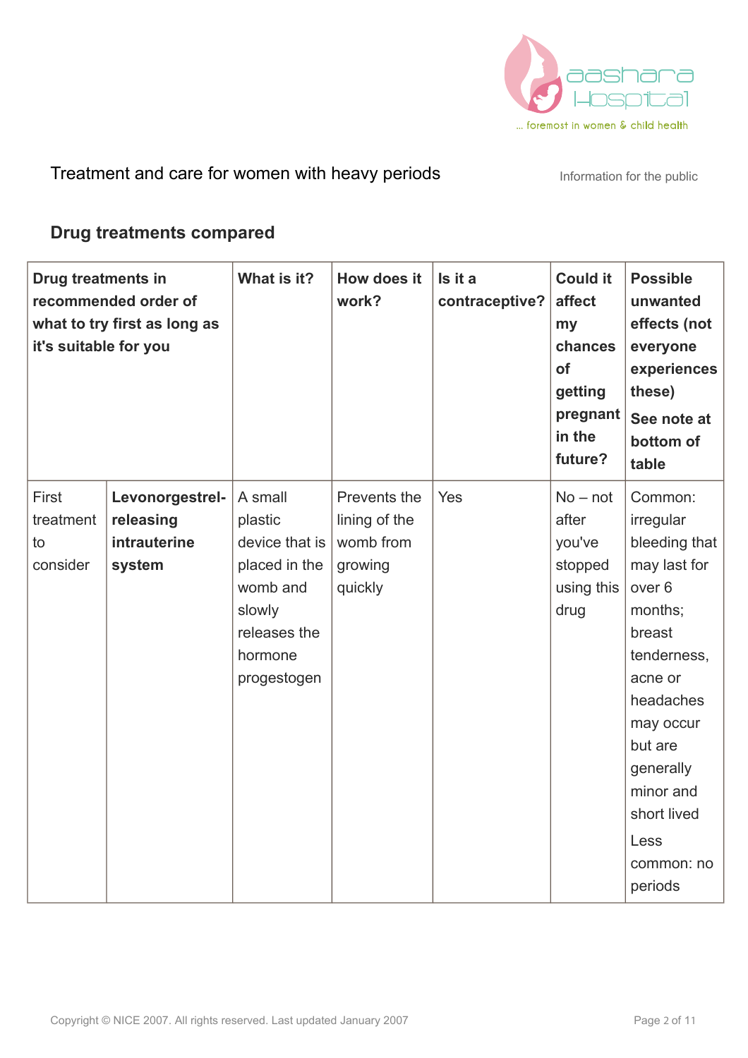Treatment and care for women with heavy periods

Information for the public

## Drug treatments compared

| Drug treatments in recommended order of what to try first as long as it's suitable for you | | What is it? | How does it work? | Is it a contraceptive? | Could it affect my chances of getting pregnant in the future? | Possible unwanted effects (not everyone experiences these) See note at bottom of table |
|---|---|---|---|---|---|---|
| First treatment to consider | **Levonorgestrel-releasing intrauterine system** | A small plastic device that is placed in the womb and slowly releases the hormone progestogen | Prevents the lining of the womb from growing quickly | Yes | No – not after you've stopped using this drug | Common: irregular bleeding that may last for over 6 months; breast tenderness, acne or headaches may occur but are generally minor and short lived Less common: no periods |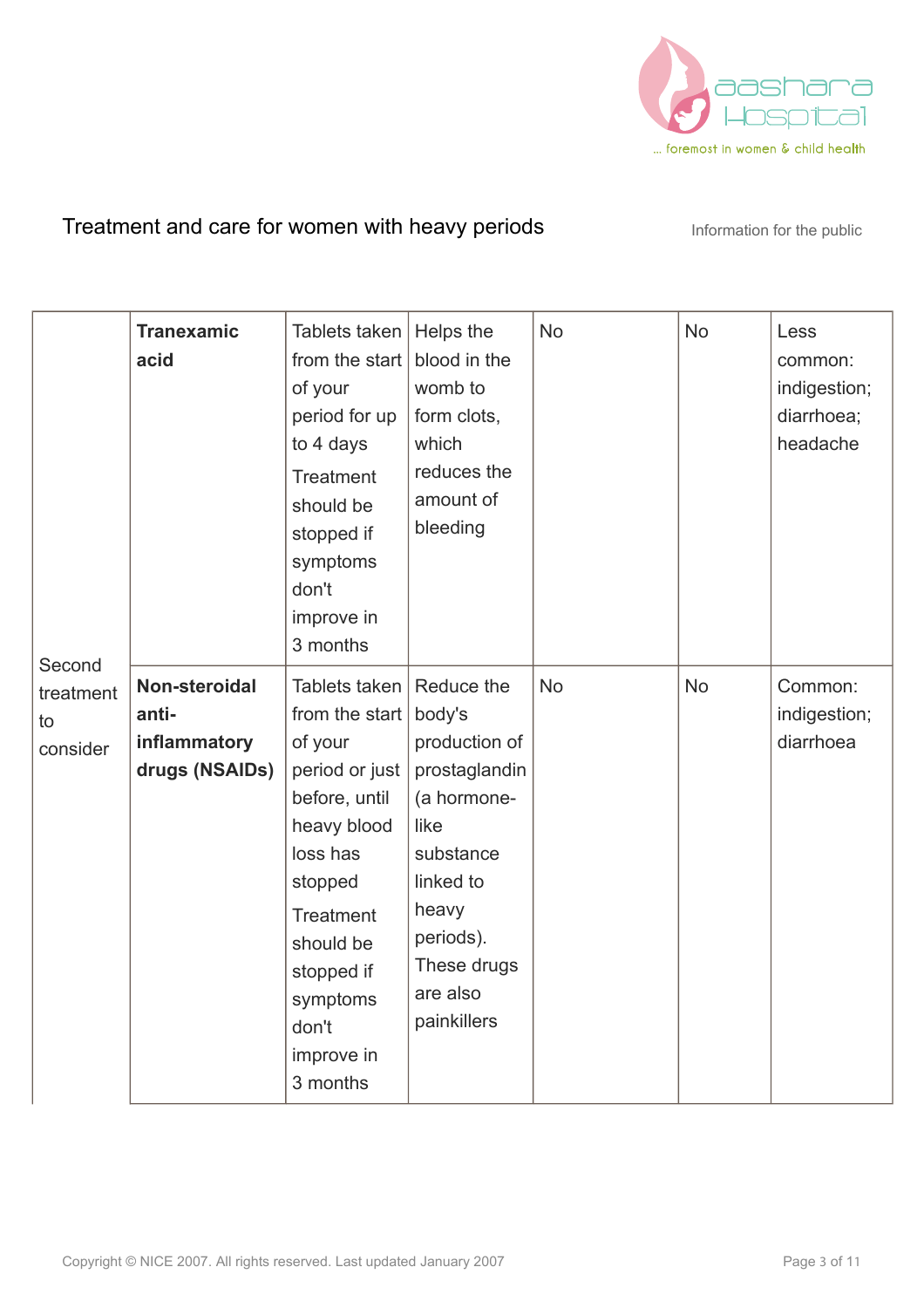| | | | | | | |
|---|---|---|---|---|---|---|
| Second treatment to consider | **Tranexamic acid** | Tablets taken from the start of your period for up to 4 days<br><br>Treatment should be stopped if symptoms don't improve in 3 months | Helps the blood in the womb to form clots, which reduces the amount of bleeding | No | No | Less common: indigestion; diarrhoea; headache |
| | **Non-steroidal anti-inflammatory drugs (NSAIDs)** | Tablets taken from the start of your period or just before, until heavy blood loss has stopped<br><br>Treatment should be stopped if symptoms don't improve in 3 months | Reduce the body's production of prostaglandin (a hormone-like substance linked to heavy periods). These drugs are also painkillers | No | No | Common: indigestion; diarrhoea |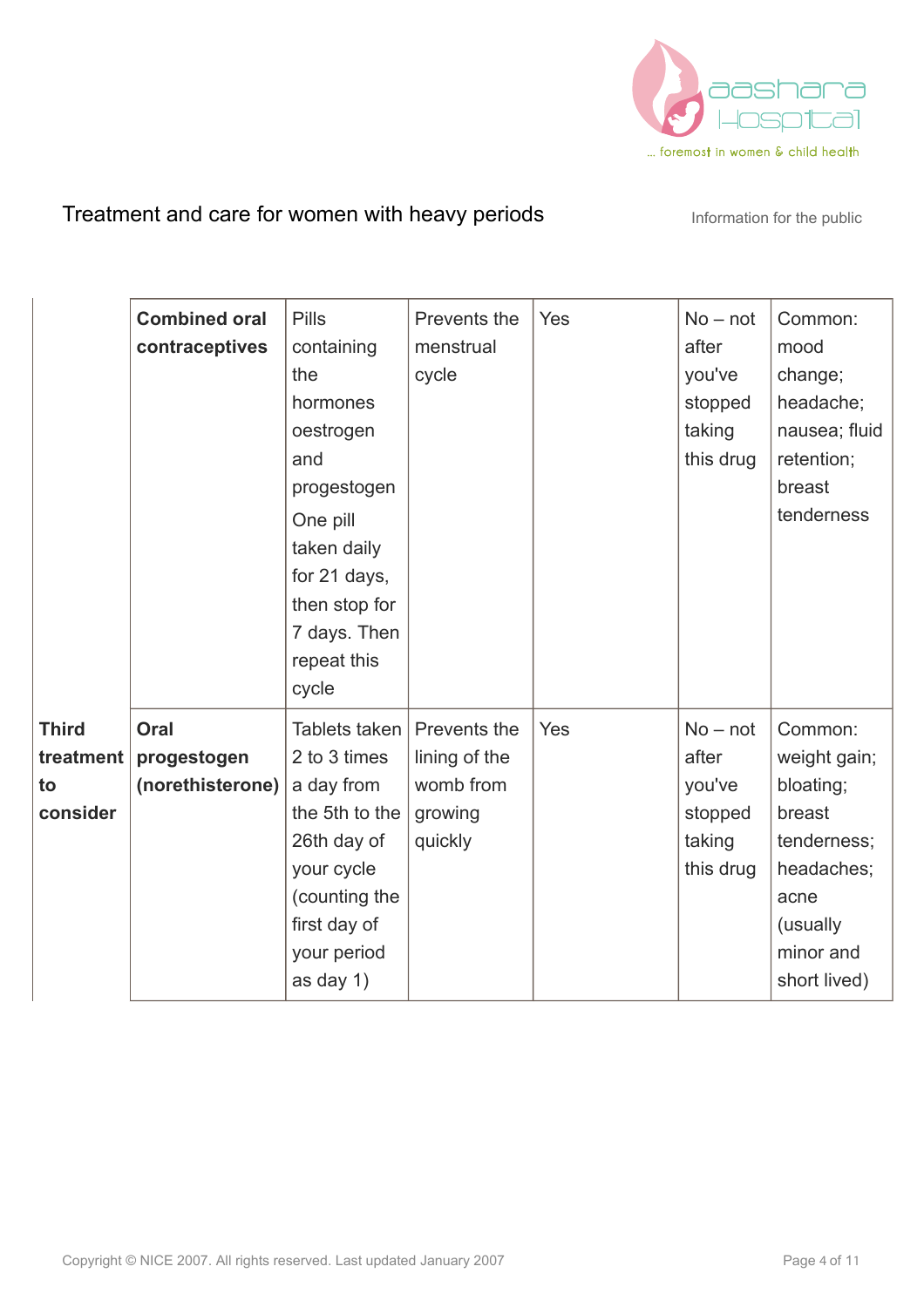| | | | | | | |
|---|---|---|---|---|---|---|
| | **Combined oral contraceptives** | Pills containing the hormones oestrogen and progestogen<br>One pill taken daily for 21 days, then stop for 7 days. Then repeat this cycle | Prevents the menstrual cycle | Yes | No – not after you've stopped taking this drug | Common: mood change; headache; nausea; fluid retention; breast tenderness |
| **Third treatment to consider** | **Oral progestogen (norethisterone)** | Tablets taken 2 to 3 times a day from the 5th to the 26th day of your cycle (counting the first day of your period as day 1) | Prevents the lining of the womb from growing quickly | Yes | No – not after you've stopped taking this drug | Common: weight gain; bloating; breast tenderness; headaches; acne (usually minor and short lived) |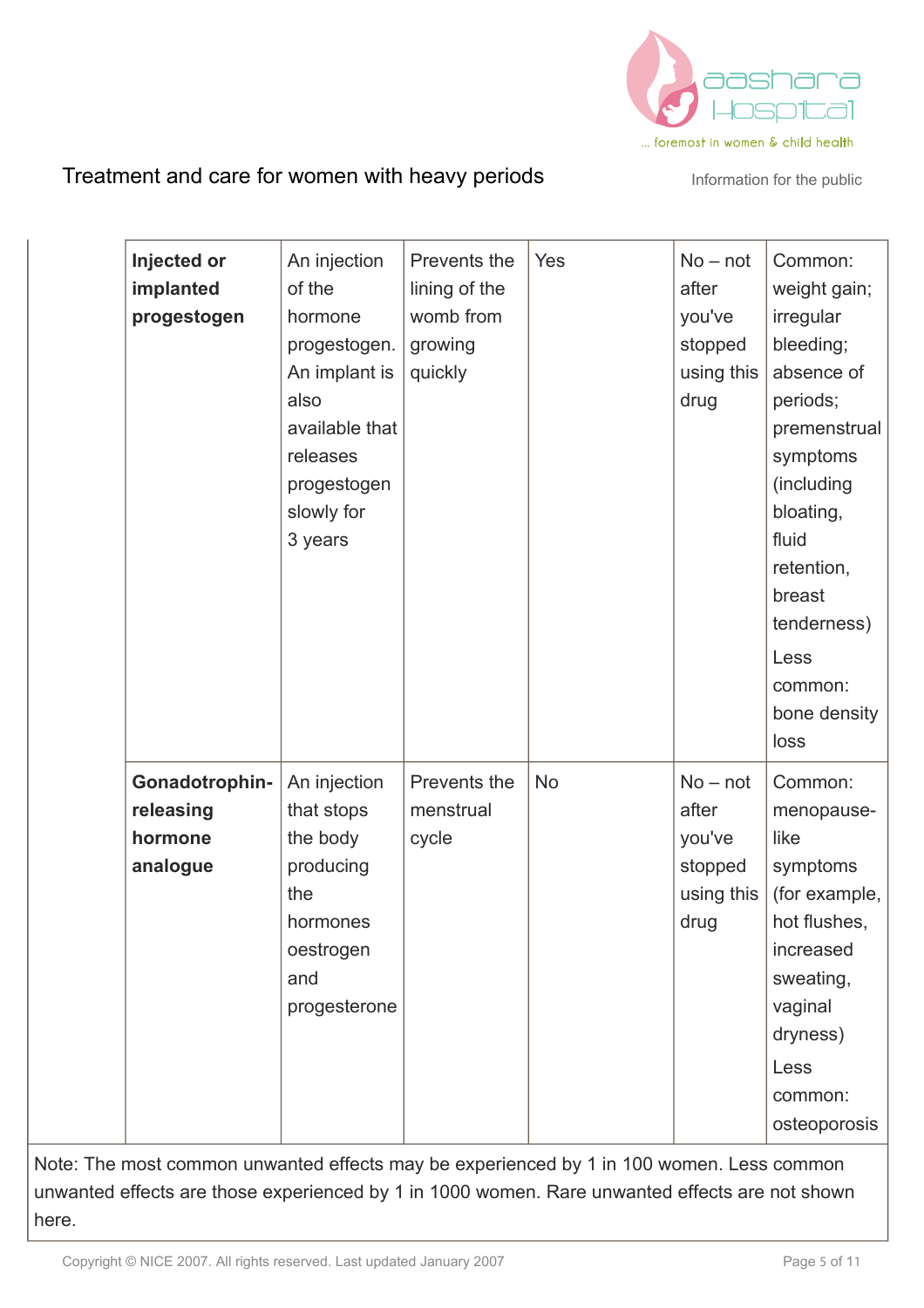| | | | | | |
|---|---|---|---|---|---|
| **Injected or implanted progestogen** | An injection of the hormone progestogen. An implant is also available that releases progestogen slowly for 3 years | Prevents the lining of the womb from growing quickly | Yes | No – not after you've stopped using this drug | Common: weight gain; irregular bleeding; absence of periods; premenstrual symptoms (including bloating, fluid retention, breast tenderness) Less common: bone density loss |
| **Gonadotrophin-releasing hormone analogue** | An injection that stops the body producing the hormones oestrogen and progesterone | Prevents the menstrual cycle | No | No – not after you've stopped using this drug | Common: menopause-like symptoms (for example, hot flushes, increased sweating, vaginal dryness) Less common: osteoporosis |

Note: The most common unwanted effects may be experienced by 1 in 100 women. Less common unwanted effects are those experienced by 1 in 1000 women. Rare unwanted effects are not shown here.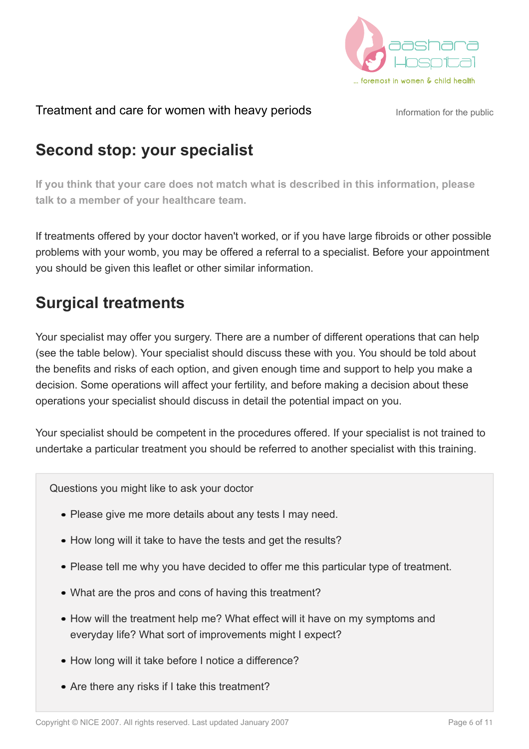## Second stop: your specialist

**If you think that your care does not match what is described in this information, please talk to a member of your healthcare team.**

If treatments offered by your doctor haven't worked, or if you have large fibroids or other possible problems with your womb, you may be offered a referral to a specialist. Before your appointment you should be given this leaflet or other similar information.

## Surgical treatments

Your specialist may offer you surgery. There are a number of different operations that can help (see the table below). Your specialist should discuss these with you. You should be told about the benefits and risks of each option, and given enough time and support to help you make a decision. Some operations will affect your fertility, and before making a decision about these operations your specialist should discuss in detail the potential impact on you.

Your specialist should be competent in the procedures offered. If your specialist is not trained to undertake a particular treatment you should be referred to another specialist with this training.

Questions you might like to ask your doctor

- Please give me more details about any tests I may need.
- How long will it take to have the tests and get the results?
- Please tell me why you have decided to offer me this particular type of treatment.
- What are the pros and cons of having this treatment?
- How will the treatment help me? What effect will it have on my symptoms and everyday life? What sort of improvements might I expect?
- How long will it take before I notice a difference?
- Are there any risks if I take this treatment?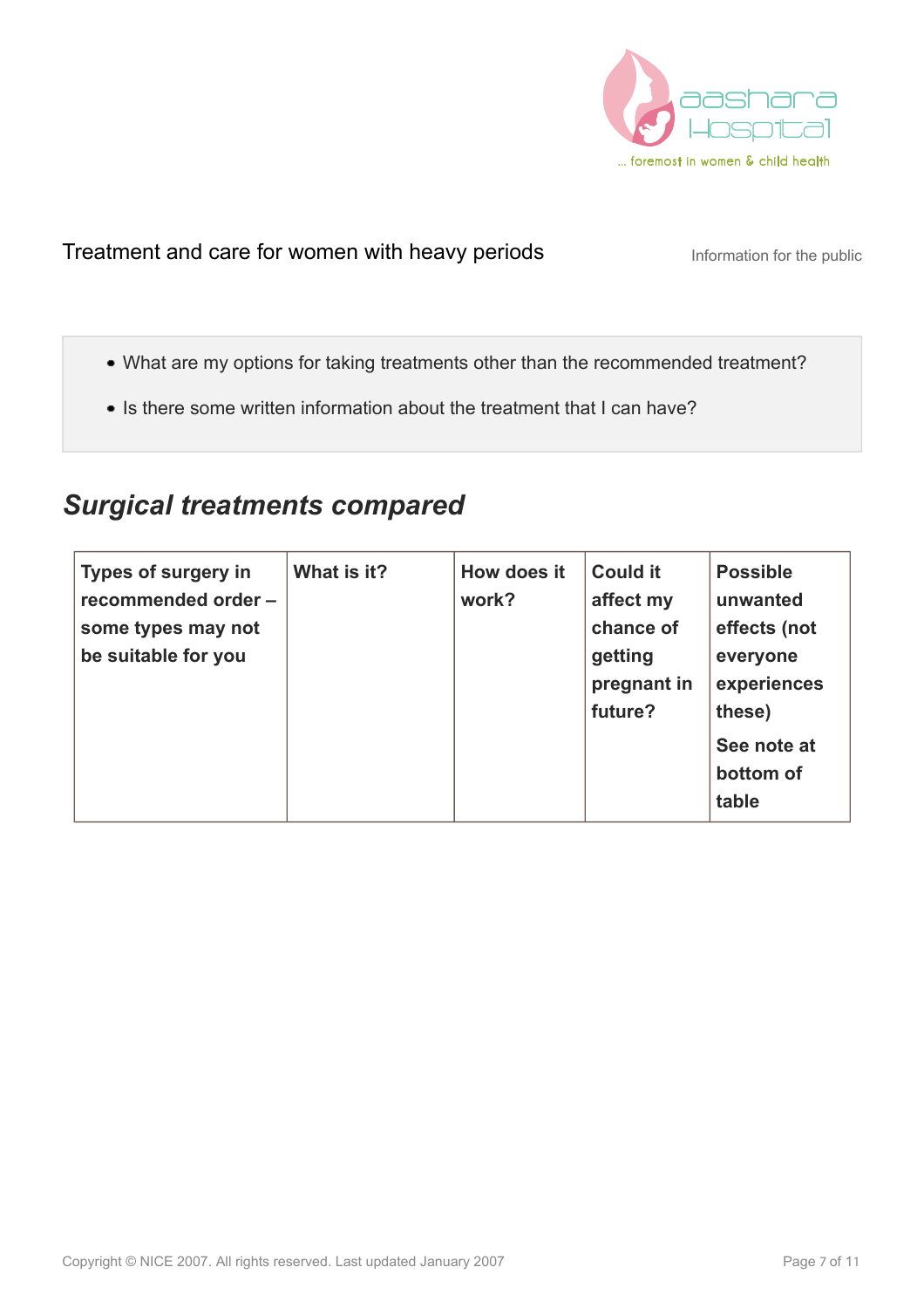- What are my options for taking treatments other than the recommended treatment?
- Is there some written information about the treatment that I can have?

## *Surgical treatments compared*

| Types of surgery in recommended order – some types may not be suitable for you | What is it? | How does it work? | Could it affect my chance of getting pregnant in future? | Possible unwanted effects (not everyone experiences these) See note at bottom of table |
|---|---|---|---|---|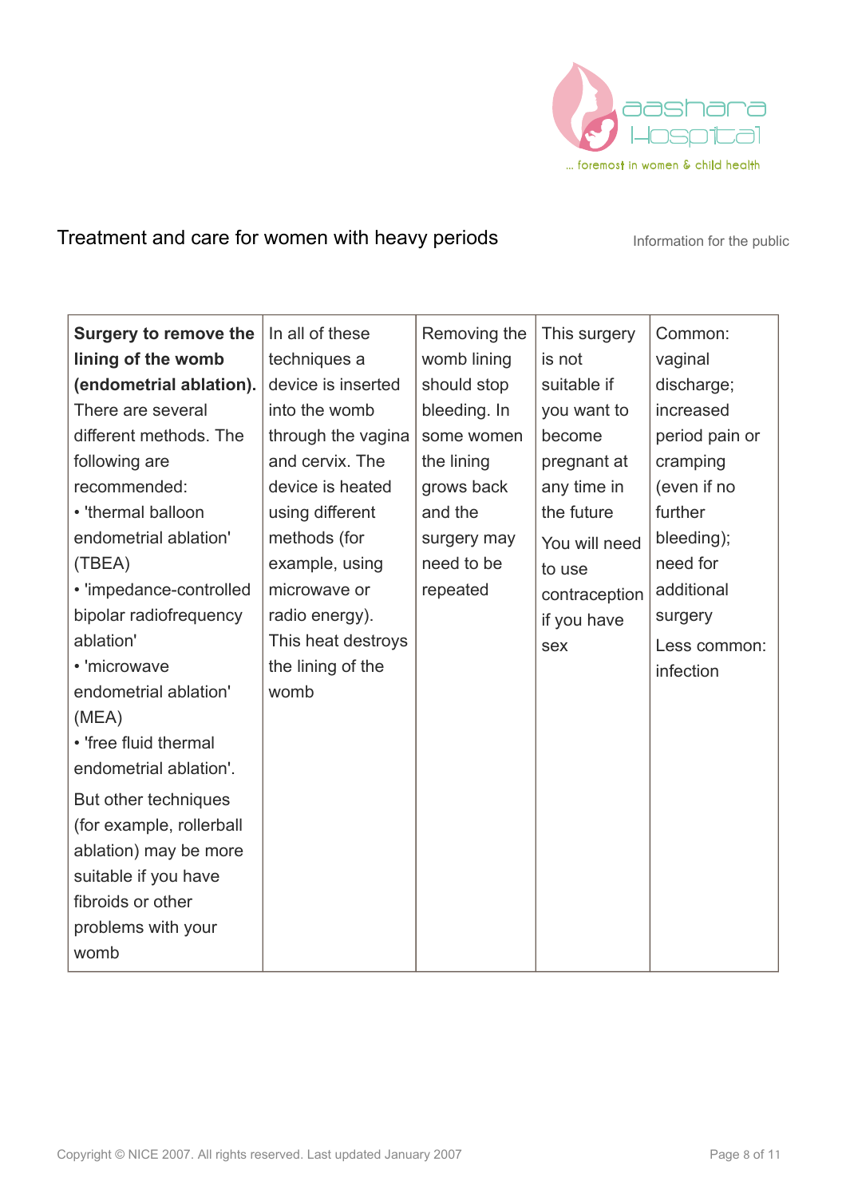| **Surgery to remove the lining of the womb (endometrial ablation).** There are several different methods. The following are recommended:<br>• 'thermal balloon endometrial ablation' (TBEA)<br>• 'impedance-controlled bipolar radiofrequency ablation'<br>• 'microwave endometrial ablation' (MEA)<br>• 'free fluid thermal endometrial ablation'.<br>But other techniques (for example, rollerball ablation) may be more suitable if you have fibroids or other problems with your womb | In all of these techniques a device is inserted into the womb through the vagina and cervix. The device is heated using different methods (for example, using microwave or radio energy). This heat destroys the lining of the womb | Removing the womb lining should stop bleeding. In some women the lining grows back and the surgery may need to be repeated | This surgery is not suitable if you want to become pregnant at any time in the future<br>You will need to use contraception if you have sex | Common: vaginal discharge; increased period pain or cramping (even if no further bleeding); need for additional surgery<br>Less common: infection |
|---|---|---|---|---|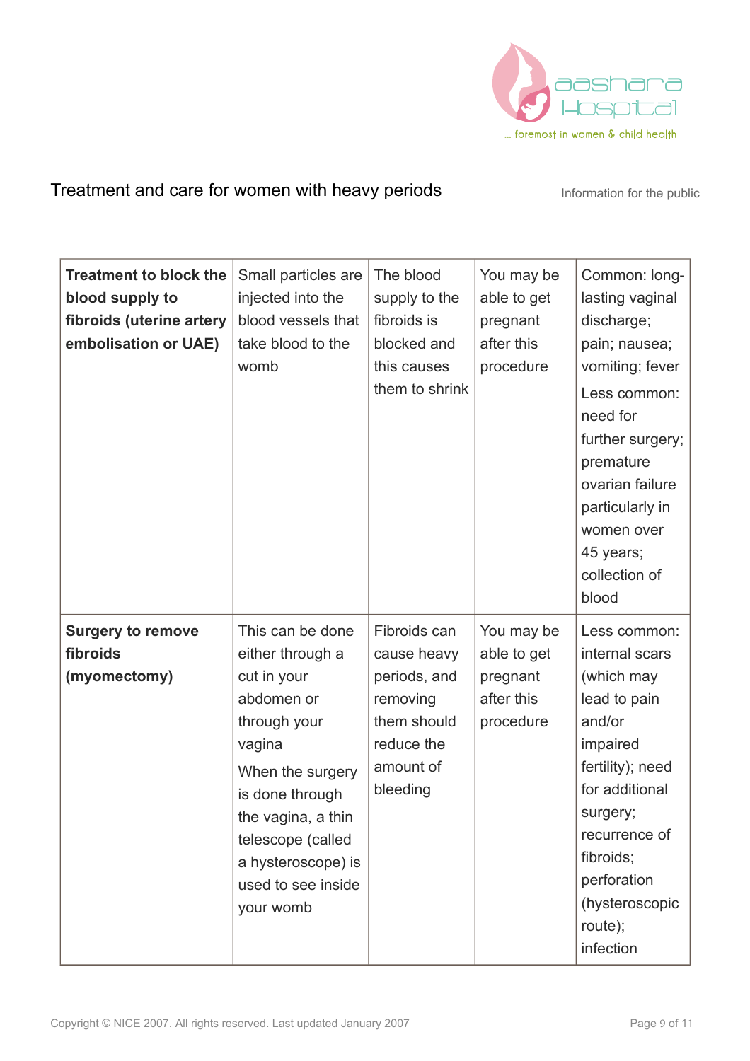| | | | | |
|---|---|---|---|---|
| **Treatment to block the blood supply to fibroids (uterine artery embolisation or UAE)** | Small particles are injected into the blood vessels that take blood to the womb | The blood supply to the fibroids is blocked and this causes them to shrink | You may be able to get pregnant after this procedure | Common: long-lasting vaginal discharge; pain; nausea; vomiting; fever<br><br>Less common: need for further surgery; premature ovarian failure particularly in women over 45 years; collection of blood |
| **Surgery to remove fibroids (myomectomy)** | This can be done either through a cut in your abdomen or through your vagina<br><br>When the surgery is done through the vagina, a thin telescope (called a hysteroscope) is used to see inside your womb | Fibroids can cause heavy periods, and removing them should reduce the amount of bleeding | You may be able to get pregnant after this procedure | Less common: internal scars (which may lead to pain and/or impaired fertility); need for additional surgery; recurrence of fibroids; perforation (hysteroscopic route); infection |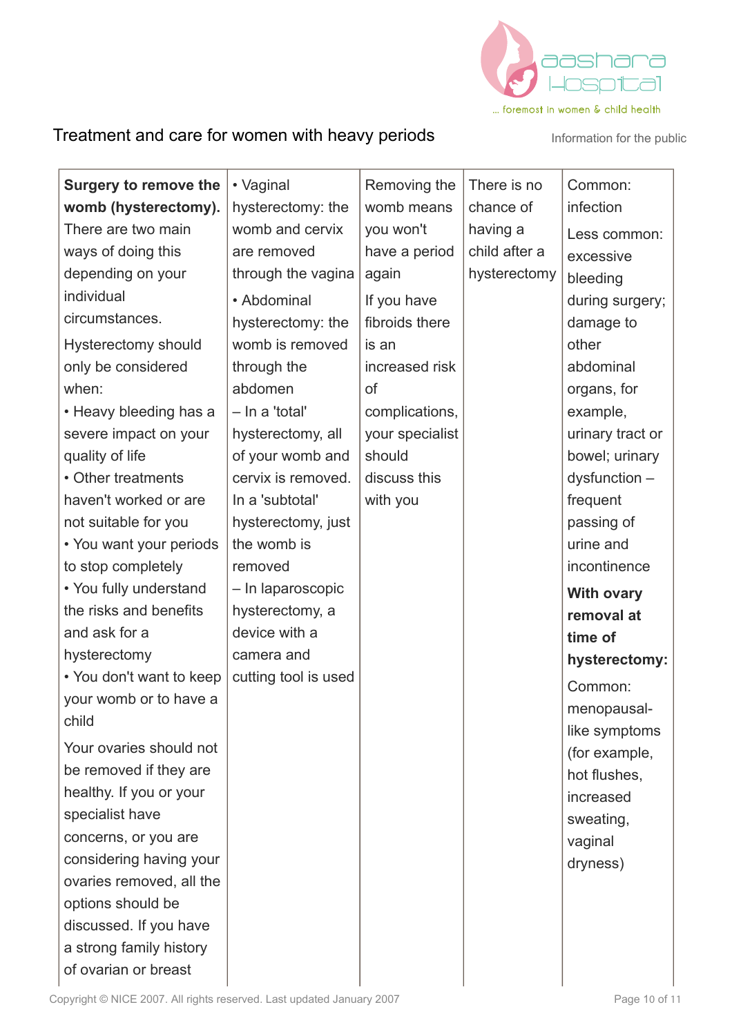## Treatment and care for women with heavy periods

Information for the public

| | | | | |
|---|---|---|---|---|
| **Surgery to remove the womb (hysterectomy).** There are two main ways of doing this depending on your individual circumstances.<br><br>Hysterectomy should only be considered when:<br>• Heavy bleeding has a severe impact on your quality of life<br>• Other treatments haven't worked or are not suitable for you<br>• You want your periods to stop completely<br>• You fully understand the risks and benefits and ask for a hysterectomy<br>• You don't want to keep your womb or to have a child<br><br>Your ovaries should not be removed if they are healthy. If you or your specialist have concerns, or you are considering having your ovaries removed, all the options should be discussed. If you have a strong family history of ovarian or breast | • Vaginal hysterectomy: the womb and cervix are removed through the vagina<br>• Abdominal hysterectomy: the womb is removed through the abdomen<br>– In a 'total' hysterectomy, all of your womb and cervix is removed. In a 'subtotal' hysterectomy, just the womb is removed<br>– In laparoscopic hysterectomy, a device with a camera and cutting tool is used | Removing the womb means you won't have a period again<br><br>If you have fibroids there is an increased risk of complications, your specialist should discuss this with you | There is no chance of having a child after a hysterectomy | Common: infection<br><br>Less common: excessive bleeding during surgery; damage to other abdominal organs, for example, urinary tract or bowel; urinary dysfunction – frequent passing of urine and incontinence<br><br>**With ovary removal at time of hysterectomy:**<br><br>Common: menopausal-like symptoms (for example, hot flushes, increased sweating, vaginal dryness) |

Copyright © NICE 2007. All rights reserved. Last updated January 2007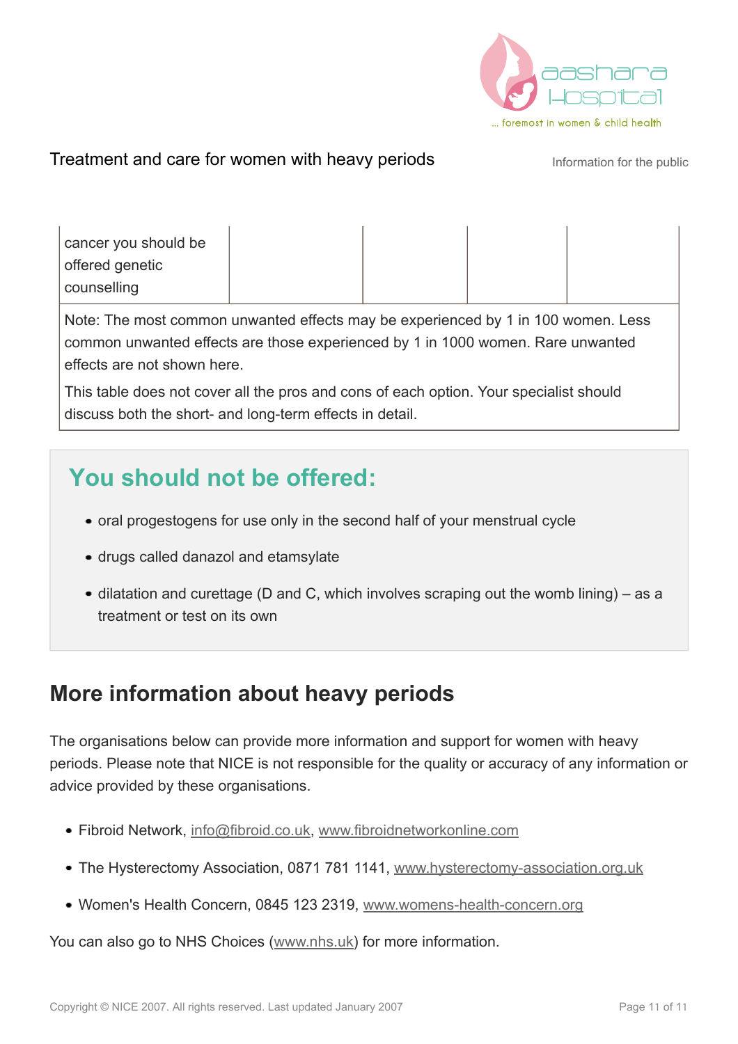| | | | | |
|---|---|---|---|---|
| cancer you should be offered genetic counselling | | | | |
| Note: The most common unwanted effects may be experienced by 1 in 100 women. Less common unwanted effects are those experienced by 1 in 1000 women. Rare unwanted effects are not shown here.<br>This table does not cover all the pros and cons of each option. Your specialist should discuss both the short- and long-term effects in detail. | | | | |

## You should not be offered:

- oral progestogens for use only in the second half of your menstrual cycle
- drugs called danazol and etamsylate
- dilatation and curettage (D and C, which involves scraping out the womb lining) – as a treatment or test on its own

## More information about heavy periods

The organisations below can provide more information and support for women with heavy periods. Please note that NICE is not responsible for the quality or accuracy of any information or advice provided by these organisations.

- Fibroid Network, info@fibroid.co.uk, www.fibroidnetworkonline.com
- The Hysterectomy Association, 0871 781 1141, www.hysterectomy-association.org.uk
- Women's Health Concern, 0845 123 2319, www.womens-health-concern.org

You can also go to NHS Choices (www.nhs.uk) for more information.

Copyright © NICE 2007. All rights reserved. Last updated January 2007